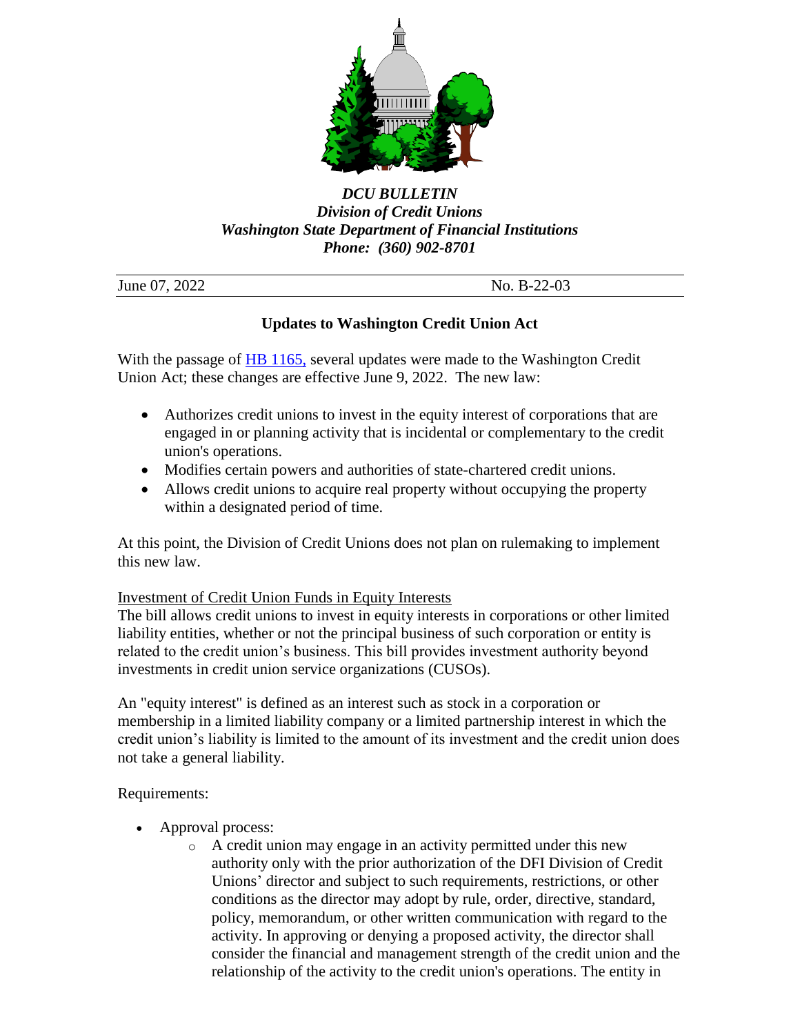***DCU BULLETIN***
***Division of Credit Unions***
***Washington State Department of Financial Institutions***
***Phone: (360) 902-8701***

June 07, 2022 No. B-22-03

## Updates to Washington Credit Union Act

With the passage of HB 1165, several updates were made to the Washington Credit Union Act; these changes are effective June 9, 2022. The new law:

- Authorizes credit unions to invest in the equity interest of corporations that are engaged in or planning activity that is incidental or complementary to the credit union's operations.
- Modifies certain powers and authorities of state-chartered credit unions.
- Allows credit unions to acquire real property without occupying the property within a designated period of time.

At this point, the Division of Credit Unions does not plan on rulemaking to implement this new law.

<u>Investment of Credit Union Funds in Equity Interests</u>

The bill allows credit unions to invest in equity interests in corporations or other limited liability entities, whether or not the principal business of such corporation or entity is related to the credit union's business. This bill provides investment authority beyond investments in credit union service organizations (CUSOs).

An "equity interest" is defined as an interest such as stock in a corporation or membership in a limited liability company or a limited partnership interest in which the credit union's liability is limited to the amount of its investment and the credit union does not take a general liability.

Requirements:

- Approval process:
  - A credit union may engage in an activity permitted under this new authority only with the prior authorization of the DFI Division of Credit Unions' director and subject to such requirements, restrictions, or other conditions as the director may adopt by rule, order, directive, standard, policy, memorandum, or other written communication with regard to the activity. In approving or denying a proposed activity, the director shall consider the financial and management strength of the credit union and the relationship of the activity to the credit union's operations. The entity in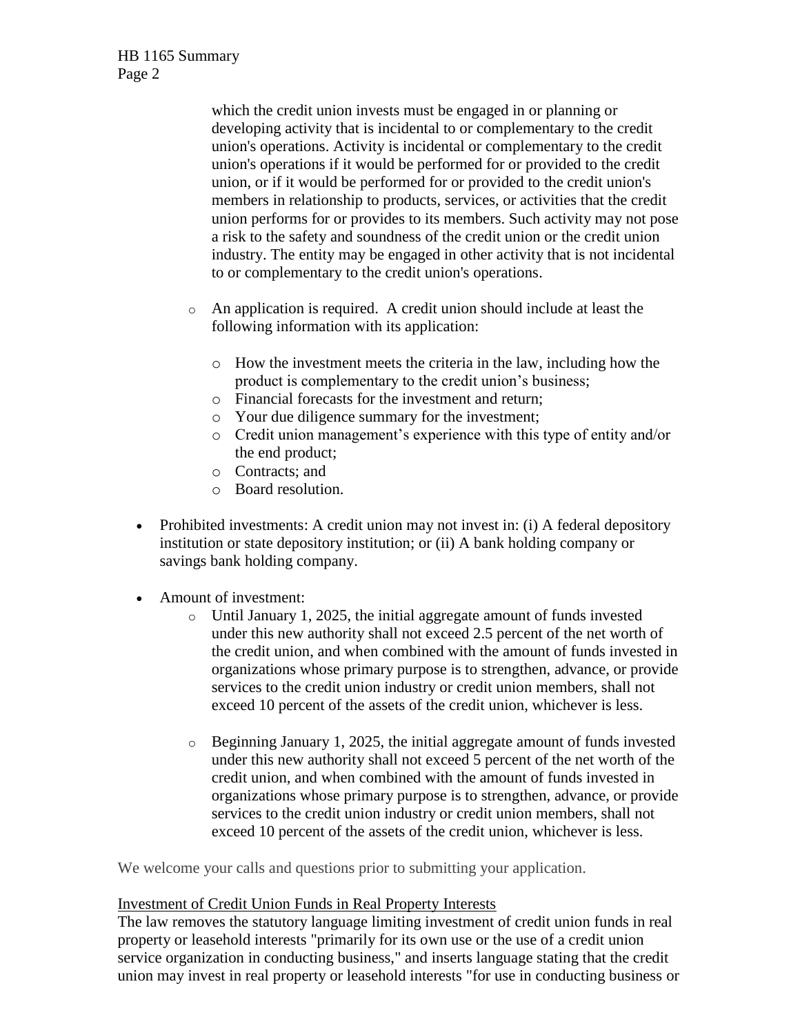which the credit union invests must be engaged in or planning or developing activity that is incidental to or complementary to the credit union's operations. Activity is incidental or complementary to the credit union's operations if it would be performed for or provided to the credit union, or if it would be performed for or provided to the credit union's members in relationship to products, services, or activities that the credit union performs for or provides to its members. Such activity may not pose a risk to the safety and soundness of the credit union or the credit union industry. The entity may be engaged in other activity that is not incidental to or complementary to the credit union's operations.

  - An application is required. A credit union should include at least the following information with its application:
    - How the investment meets the criteria in the law, including how the product is complementary to the credit union's business;
    - Financial forecasts for the investment and return;
    - Your due diligence summary for the investment;
    - Credit union management's experience with this type of entity and/or the end product;
    - Contracts; and
    - Board resolution.

- Prohibited investments: A credit union may not invest in: (i) A federal depository institution or state depository institution; or (ii) A bank holding company or savings bank holding company.

- Amount of investment:
  - Until January 1, 2025, the initial aggregate amount of funds invested under this new authority shall not exceed 2.5 percent of the net worth of the credit union, and when combined with the amount of funds invested in organizations whose primary purpose is to strengthen, advance, or provide services to the credit union industry or credit union members, shall not exceed 10 percent of the assets of the credit union, whichever is less.

  - Beginning January 1, 2025, the initial aggregate amount of funds invested under this new authority shall not exceed 5 percent of the net worth of the credit union, and when combined with the amount of funds invested in organizations whose primary purpose is to strengthen, advance, or provide services to the credit union industry or credit union members, shall not exceed 10 percent of the assets of the credit union, whichever is less.

We welcome your calls and questions prior to submitting your application.

Investment of Credit Union Funds in Real Property Interests

The law removes the statutory language limiting investment of credit union funds in real property or leasehold interests "primarily for its own use or the use of a credit union service organization in conducting business," and inserts language stating that the credit union may invest in real property or leasehold interests "for use in conducting business or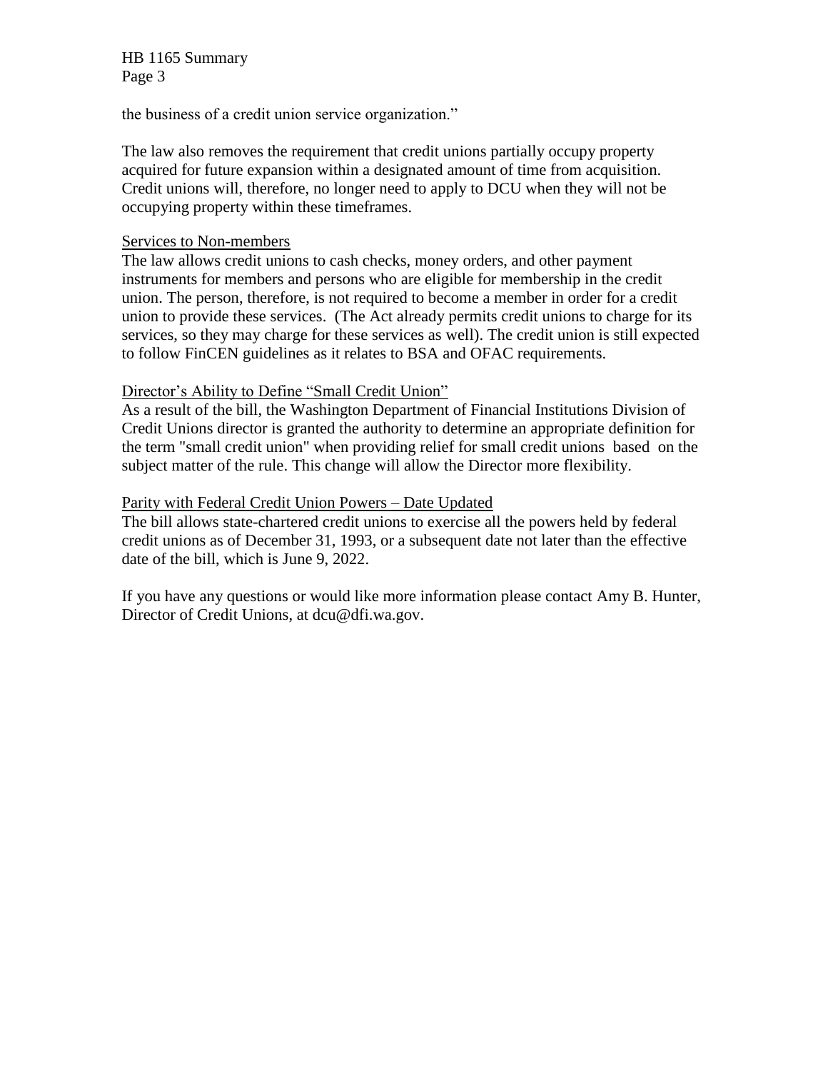the business of a credit union service organization."

The law also removes the requirement that credit unions partially occupy property acquired for future expansion within a designated amount of time from acquisition. Credit unions will, therefore, no longer need to apply to DCU when they will not be occupying property within these timeframes.

Services to Non-members

The law allows credit unions to cash checks, money orders, and other payment instruments for members and persons who are eligible for membership in the credit union. The person, therefore, is not required to become a member in order for a credit union to provide these services. (The Act already permits credit unions to charge for its services, so they may charge for these services as well). The credit union is still expected to follow FinCEN guidelines as it relates to BSA and OFAC requirements.

Director's Ability to Define "Small Credit Union"

As a result of the bill, the Washington Department of Financial Institutions Division of Credit Unions director is granted the authority to determine an appropriate definition for the term "small credit union" when providing relief for small credit unions based on the subject matter of the rule. This change will allow the Director more flexibility.

Parity with Federal Credit Union Powers – Date Updated

The bill allows state-chartered credit unions to exercise all the powers held by federal credit unions as of December 31, 1993, or a subsequent date not later than the effective date of the bill, which is June 9, 2022.

If you have any questions or would like more information please contact Amy B. Hunter, Director of Credit Unions, at dcu@dfi.wa.gov.